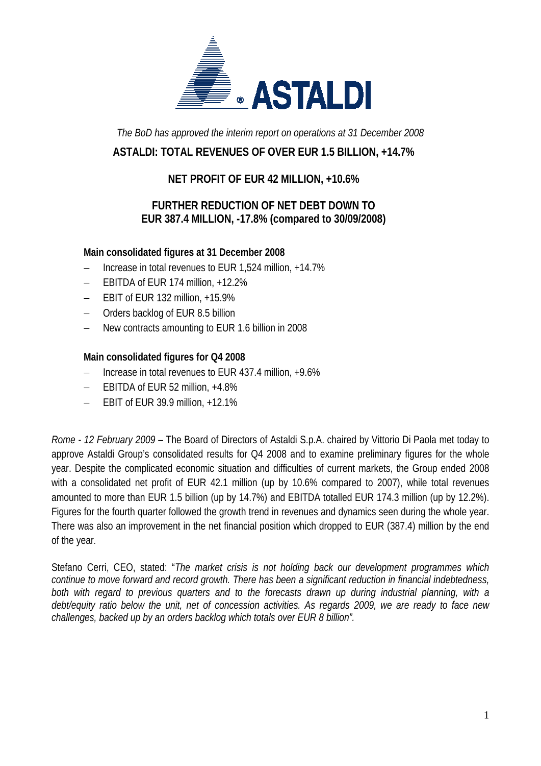*The BoD has approved the interim report on operations at 31 December 2008*

# ASTALDI: TOTAL REVENUES OF OVER EUR 1.5 BILLION, +14.7%

## NET PROFIT OF EUR 42 MILLION, +10.6%

## FURTHER REDUCTION OF NET DEBT DOWN TO EUR 387.4 MILLION, -17.8% (compared to 30/09/2008)

**Main consolidated figures at 31 December 2008**

- Increase in total revenues to EUR 1,524 million, +14.7%
- EBITDA of EUR 174 million, +12.2%
- EBIT of EUR 132 million, +15.9%
- Orders backlog of EUR 8.5 billion
- New contracts amounting to EUR 1.6 billion in 2008

**Main consolidated figures for Q4 2008**

- Increase in total revenues to EUR 437.4 million, +9.6%
- EBITDA of EUR 52 million, +4.8%
- EBIT of EUR 39.9 million, +12.1%

*Rome - 12 February 2009* – The Board of Directors of Astaldi S.p.A. chaired by Vittorio Di Paola met today to approve Astaldi Group's consolidated results for Q4 2008 and to examine preliminary figures for the whole year. Despite the complicated economic situation and difficulties of current markets, the Group ended 2008 with a consolidated net profit of EUR 42.1 million (up by 10.6% compared to 2007), while total revenues amounted to more than EUR 1.5 billion (up by 14.7%) and EBITDA totalled EUR 174.3 million (up by 12.2%). Figures for the fourth quarter followed the growth trend in revenues and dynamics seen during the whole year. There was also an improvement in the net financial position which dropped to EUR (387.4) million by the end of the year.

Stefano Cerri, CEO, stated: "*The market crisis is not holding back our development programmes which continue to move forward and record growth. There has been a significant reduction in financial indebtedness, both with regard to previous quarters and to the forecasts drawn up during industrial planning, with a debt/equity ratio below the unit, net of concession activities. As regards 2009, we are ready to face new challenges, backed up by an orders backlog which totals over EUR 8 billion"*.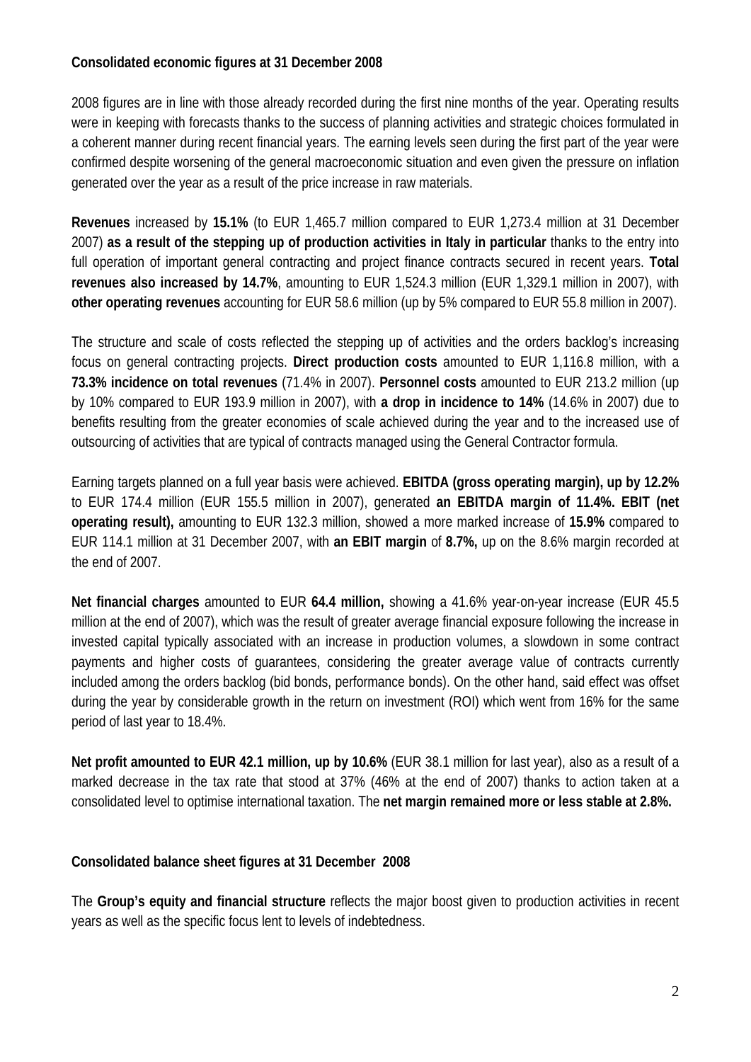**Consolidated economic figures at 31 December 2008**

2008 figures are in line with those already recorded during the first nine months of the year. Operating results were in keeping with forecasts thanks to the success of planning activities and strategic choices formulated in a coherent manner during recent financial years. The earning levels seen during the first part of the year were confirmed despite worsening of the general macroeconomic situation and even given the pressure on inflation generated over the year as a result of the price increase in raw materials.

**Revenues** increased by **15.1%** (to EUR 1,465.7 million compared to EUR 1,273.4 million at 31 December 2007) **as a result of the stepping up of production activities in Italy in particular** thanks to the entry into full operation of important general contracting and project finance contracts secured in recent years. **Total revenues also increased by 14.7%**, amounting to EUR 1,524.3 million (EUR 1,329.1 million in 2007), with **other operating revenues** accounting for EUR 58.6 million (up by 5% compared to EUR 55.8 million in 2007).

The structure and scale of costs reflected the stepping up of activities and the orders backlog's increasing focus on general contracting projects. **Direct production costs** amounted to EUR 1,116.8 million, with a **73.3% incidence on total revenues** (71.4% in 2007). **Personnel costs** amounted to EUR 213.2 million (up by 10% compared to EUR 193.9 million in 2007), with **a drop in incidence to 14%** (14.6% in 2007) due to benefits resulting from the greater economies of scale achieved during the year and to the increased use of outsourcing of activities that are typical of contracts managed using the General Contractor formula.

Earning targets planned on a full year basis were achieved. **EBITDA (gross operating margin), up by 12.2%** to EUR 174.4 million (EUR 155.5 million in 2007), generated **an EBITDA margin of 11.4%. EBIT (net operating result),** amounting to EUR 132.3 million, showed a more marked increase of **15.9%** compared to EUR 114.1 million at 31 December 2007, with **an EBIT margin** of **8.7%,** up on the 8.6% margin recorded at the end of 2007.

**Net financial charges** amounted to EUR **64.4 million,** showing a 41.6% year-on-year increase (EUR 45.5 million at the end of 2007), which was the result of greater average financial exposure following the increase in invested capital typically associated with an increase in production volumes, a slowdown in some contract payments and higher costs of guarantees, considering the greater average value of contracts currently included among the orders backlog (bid bonds, performance bonds). On the other hand, said effect was offset during the year by considerable growth in the return on investment (ROI) which went from 16% for the same period of last year to 18.4%.

**Net profit amounted to EUR 42.1 million, up by 10.6%** (EUR 38.1 million for last year), also as a result of a marked decrease in the tax rate that stood at 37% (46% at the end of 2007) thanks to action taken at a consolidated level to optimise international taxation. The **net margin remained more or less stable at 2.8%.**

**Consolidated balance sheet figures at 31 December 2008**

The **Group's equity and financial structure** reflects the major boost given to production activities in recent years as well as the specific focus lent to levels of indebtedness.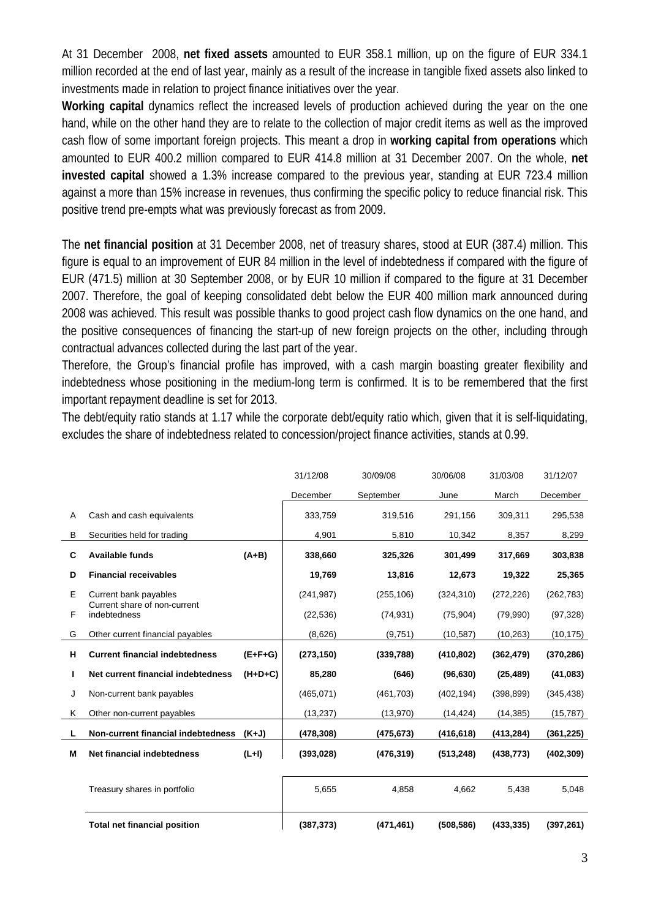At 31 December 2008, **net fixed assets** amounted to EUR 358.1 million, up on the figure of EUR 334.1 million recorded at the end of last year, mainly as a result of the increase in tangible fixed assets also linked to investments made in relation to project finance initiatives over the year.

**Working capital** dynamics reflect the increased levels of production achieved during the year on the one hand, while on the other hand they are to relate to the collection of major credit items as well as the improved cash flow of some important foreign projects. This meant a drop in **working capital from operations** which amounted to EUR 400.2 million compared to EUR 414.8 million at 31 December 2007. On the whole, **net invested capital** showed a 1.3% increase compared to the previous year, standing at EUR 723.4 million against a more than 15% increase in revenues, thus confirming the specific policy to reduce financial risk. This positive trend pre-empts what was previously forecast as from 2009.

The **net financial position** at 31 December 2008, net of treasury shares, stood at EUR (387.4) million. This figure is equal to an improvement of EUR 84 million in the level of indebtedness if compared with the figure of EUR (471.5) million at 30 September 2008, or by EUR 10 million if compared to the figure at 31 December 2007. Therefore, the goal of keeping consolidated debt below the EUR 400 million mark announced during 2008 was achieved. This result was possible thanks to good project cash flow dynamics on the one hand, and the positive consequences of financing the start-up of new foreign projects on the other, including through contractual advances collected during the last part of the year.

Therefore, the Group's financial profile has improved, with a cash margin boasting greater flexibility and indebtedness whose positioning in the medium-long term is confirmed. It is to be remembered that the first important repayment deadline is set for 2013.

The debt/equity ratio stands at 1.17 while the corporate debt/equity ratio which, given that it is self-liquidating, excludes the share of indebtedness related to concession/project finance activities, stands at 0.99.

| | | | 31/12/08 | 30/09/08 | 30/06/08 | 31/03/08 | 31/12/07 |
|---|---|---|---|---|---|---|---|
| | | | December | September | June | March | December |
| A | Cash and cash equivalents | | 333,759 | 319,516 | 291,156 | 309,311 | 295,538 |
| B | Securities held for trading | | 4,901 | 5,810 | 10,342 | 8,357 | 8,299 |
| **C** | **Available funds** | **(A+B)** | **338,660** | **325,326** | **301,499** | **317,669** | **303,838** |
| **D** | **Financial receivables** | | **19,769** | **13,816** | **12,673** | **19,322** | **25,365** |
| E | Current bank payables | | (241,987) | (255,106) | (324,310) | (272,226) | (262,783) |
| F | Current share of non-current indebtedness | | (22,536) | (74,931) | (75,904) | (79,990) | (97,328) |
| G | Other current financial payables | | (8,626) | (9,751) | (10,587) | (10,263) | (10,175) |
| **H** | **Current financial indebtedness** | **(E+F+G)** | **(273,150)** | **(339,788)** | **(410,802)** | **(362,479)** | **(370,286)** |
| **I** | **Net current financial indebtedness** | **(H+D+C)** | **85,280** | **(646)** | **(96,630)** | **(25,489)** | **(41,083)** |
| J | Non-current bank payables | | (465,071) | (461,703) | (402,194) | (398,899) | (345,438) |
| K | Other non-current payables | | (13,237) | (13,970) | (14,424) | (14,385) | (15,787) |
| **L** | **Non-current financial indebtedness** | **(K+J)** | **(478,308)** | **(475,673)** | **(416,618)** | **(413,284)** | **(361,225)** |
| **M** | **Net financial indebtedness** | **(L+I)** | **(393,028)** | **(476,319)** | **(513,248)** | **(438,773)** | **(402,309)** |
| | Treasury shares in portfolio | | 5,655 | 4,858 | 4,662 | 5,438 | 5,048 |
| | **Total net financial position** | | **(387,373)** | **(471,461)** | **(508,586)** | **(433,335)** | **(397,261)** |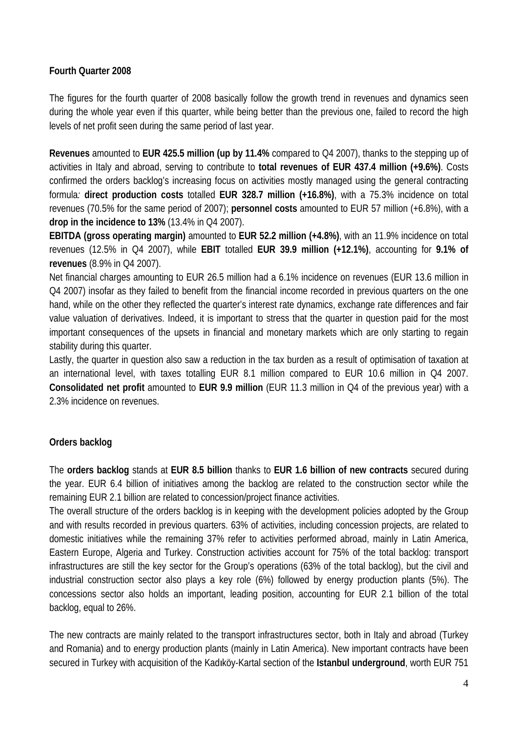**Fourth Quarter 2008**

The figures for the fourth quarter of 2008 basically follow the growth trend in revenues and dynamics seen during the whole year even if this quarter, while being better than the previous one, failed to record the high levels of net profit seen during the same period of last year.

**Revenues** amounted to **EUR 425.5 million (up by 11.4%** compared to Q4 2007), thanks to the stepping up of activities in Italy and abroad, serving to contribute to **total revenues of EUR 437.4 million (+9.6%)**. Costs confirmed the orders backlog's increasing focus on activities mostly managed using the general contracting formula*:* **direct production costs** totalled **EUR 328.7 million (+16.8%)**, with a 75.3% incidence on total revenues (70.5% for the same period of 2007); **personnel costs** amounted to EUR 57 million (+6.8%), with a **drop in the incidence to 13%** (13.4% in Q4 2007).

**EBITDA (gross operating margin)** amounted to **EUR 52.2 million (+4.8%)**, with an 11.9% incidence on total revenues (12.5% in Q4 2007), while **EBIT** totalled **EUR 39.9 million (+12.1%)**, accounting for **9.1% of revenues** (8.9% in Q4 2007).

Net financial charges amounting to EUR 26.5 million had a 6.1% incidence on revenues (EUR 13.6 million in Q4 2007) insofar as they failed to benefit from the financial income recorded in previous quarters on the one hand, while on the other they reflected the quarter's interest rate dynamics, exchange rate differences and fair value valuation of derivatives. Indeed, it is important to stress that the quarter in question paid for the most important consequences of the upsets in financial and monetary markets which are only starting to regain stability during this quarter.

Lastly, the quarter in question also saw a reduction in the tax burden as a result of optimisation of taxation at an international level, with taxes totalling EUR 8.1 million compared to EUR 10.6 million in Q4 2007. **Consolidated net profit** amounted to **EUR 9.9 million** (EUR 11.3 million in Q4 of the previous year) with a 2.3% incidence on revenues.

**Orders backlog**

The **orders backlog** stands at **EUR 8.5 billion** thanks to **EUR 1.6 billion of new contracts** secured during the year. EUR 6.4 billion of initiatives among the backlog are related to the construction sector while the remaining EUR 2.1 billion are related to concession/project finance activities.

The overall structure of the orders backlog is in keeping with the development policies adopted by the Group and with results recorded in previous quarters. 63% of activities, including concession projects, are related to domestic initiatives while the remaining 37% refer to activities performed abroad, mainly in Latin America, Eastern Europe, Algeria and Turkey. Construction activities account for 75% of the total backlog: transport infrastructures are still the key sector for the Group's operations (63% of the total backlog), but the civil and industrial construction sector also plays a key role (6%) followed by energy production plants (5%). The concessions sector also holds an important, leading position, accounting for EUR 2.1 billion of the total backlog, equal to 26%.

The new contracts are mainly related to the transport infrastructures sector, both in Italy and abroad (Turkey and Romania) and to energy production plants (mainly in Latin America). New important contracts have been secured in Turkey with acquisition of the Kadıköy-Kartal section of the **Istanbul underground**, worth EUR 751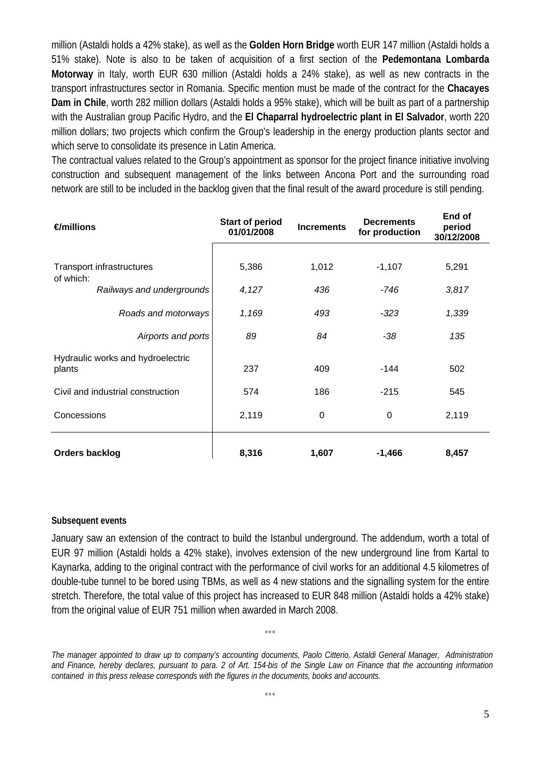million (Astaldi holds a 42% stake), as well as the **Golden Horn Bridge** worth EUR 147 million (Astaldi holds a 51% stake). Note is also to be taken of acquisition of a first section of the **Pedemontana Lombarda Motorway** in Italy, worth EUR 630 million (Astaldi holds a 24% stake), as well as new contracts in the transport infrastructures sector in Romania. Specific mention must be made of the contract for the **Chacayes Dam in Chile**, worth 282 million dollars (Astaldi holds a 95% stake), which will be built as part of a partnership with the Australian group Pacific Hydro, and the **El Chaparral hydroelectric plant in El Salvador**, worth 220 million dollars; two projects which confirm the Group's leadership in the energy production plants sector and which serve to consolidate its presence in Latin America.

The contractual values related to the Group's appointment as sponsor for the project finance initiative involving construction and subsequent management of the links between Ancona Port and the surrounding road network are still to be included in the backlog given that the final result of the award procedure is still pending.

| €/millions | Start of period 01/01/2008 | Increments | Decrements for production | End of period 30/12/2008 |
|---|---|---|---|---|
| Transport infrastructures | 5,386 | 1,012 | -1,107 | 5,291 |
| of which: | | | | |
| *Railways and undergrounds* | *4,127* | *436* | *-746* | *3,817* |
| *Roads and motorways* | *1,169* | *493* | *-323* | *1,339* |
| *Airports and ports* | *89* | *84* | *-38* | *135* |
| Hydraulic works and hydroelectric plants | 237 | 409 | -144 | 502 |
| Civil and industrial construction | 574 | 186 | -215 | 545 |
| Concessions | 2,119 | 0 | 0 | 2,119 |
| **Orders backlog** | **8,316** | **1,607** | **-1,466** | **8,457** |

**Subsequent events**

January saw an extension of the contract to build the Istanbul underground. The addendum, worth a total of EUR 97 million (Astaldi holds a 42% stake), involves extension of the new underground line from Kartal to Kaynarka, adding to the original contract with the performance of civil works for an additional 4.5 kilometres of double-tube tunnel to be bored using TBMs, as well as 4 new stations and the signalling system for the entire stretch. Therefore, the total value of this project has increased to EUR 848 million (Astaldi holds a 42% stake) from the original value of EUR 751 million when awarded in March 2008.

°°°

*The manager appointed to draw up to company's accounting documents, Paolo Citterio, Astaldi General Manager, Administration and Finance, hereby declares, pursuant to para. 2 of Art. 154-bis of the Single Law on Finance that the accounting information contained in this press release corresponds with the figures in the documents, books and accounts.*

°°°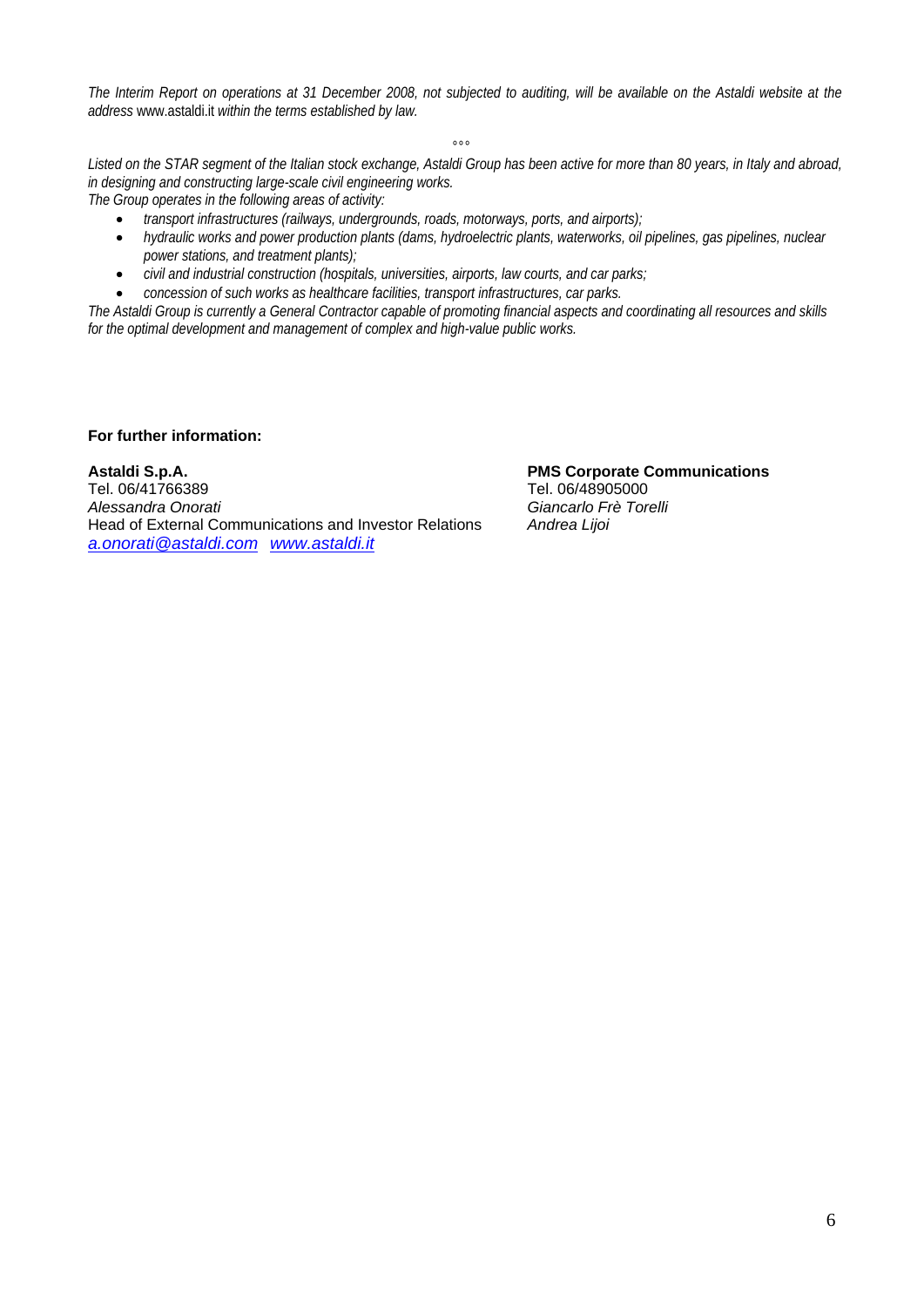*The Interim Report on operations at 31 December 2008, not subjected to auditing, will be available on the Astaldi website at the address* www.astaldi.it *within the terms established by law.*

°°°

*Listed on the STAR segment of the Italian stock exchange, Astaldi Group has been active for more than 80 years, in Italy and abroad, in designing and constructing large-scale civil engineering works.*

*The Group operates in the following areas of activity:*

- *transport infrastructures (railways, undergrounds, roads, motorways, ports, and airports);*
- *hydraulic works and power production plants (dams, hydroelectric plants, waterworks, oil pipelines, gas pipelines, nuclear power stations, and treatment plants);*
- *civil and industrial construction (hospitals, universities, airports, law courts, and car parks;*
- *concession of such works as healthcare facilities, transport infrastructures, car parks.*

*The Astaldi Group is currently a General Contractor capable of promoting financial aspects and coordinating all resources and skills for the optimal development and management of complex and high-value public works.*

**For further information:**

**Astaldi S.p.A.**
Tel. 06/41766389
*Alessandra Onorati*
Head of External Communications and Investor Relations
*a.onorati@astaldi.com* *www.astaldi.it*

**PMS Corporate Communications**
Tel. 06/48905000
*Giancarlo Frè Torelli*
*Andrea Lijoi*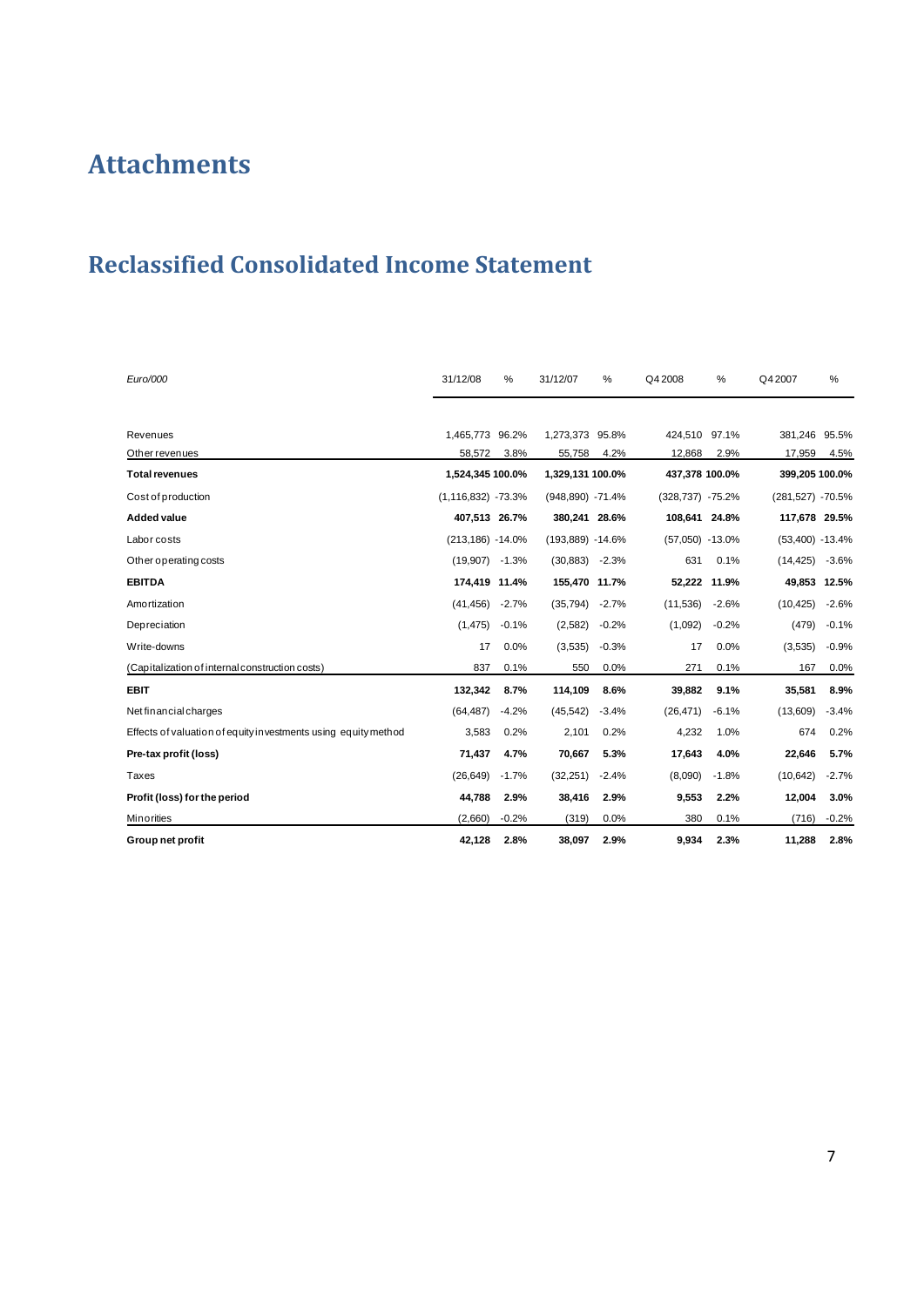# Attachments

## Reclassified Consolidated Income Statement

| *Euro/000* | 31/12/08 | % | 31/12/07 | % | Q4 2008 | % | Q4 2007 | % |
|---|---|---|---|---|---|---|---|---|
| Revenues | 1,465,773 | 96.2% | 1,273,373 | 95.8% | 424,510 | 97.1% | 381,246 | 95.5% |
| Other revenues | 58,572 | 3.8% | 55,758 | 4.2% | 12,868 | 2.9% | 17,959 | 4.5% |
| **Total revenues** | **1,524,345** | **100.0%** | **1,329,131** | **100.0%** | **437,378** | **100.0%** | **399,205** | **100.0%** |
| Cost of production | (1,116,832) | -73.3% | (948,890) | -71.4% | (328,737) | -75.2% | (281,527) | -70.5% |
| **Added value** | **407,513** | **26.7%** | **380,241** | **28.6%** | **108,641** | **24.8%** | **117,678** | **29.5%** |
| Labor costs | (213,186) | -14.0% | (193,889) | -14.6% | (57,050) | -13.0% | (53,400) | -13.4% |
| Other operating costs | (19,907) | -1.3% | (30,883) | -2.3% | 631 | 0.1% | (14,425) | -3.6% |
| **EBITDA** | **174,419** | **11.4%** | **155,470** | **11.7%** | **52,222** | **11.9%** | **49,853** | **12.5%** |
| Amortization | (41,456) | -2.7% | (35,794) | -2.7% | (11,536) | -2.6% | (10,425) | -2.6% |
| Depreciation | (1,475) | -0.1% | (2,582) | -0.2% | (1,092) | -0.2% | (479) | -0.1% |
| Write-downs | 17 | 0.0% | (3,535) | -0.3% | 17 | 0.0% | (3,535) | -0.9% |
| (Capitalization of internal construction costs) | 837 | 0.1% | 550 | 0.0% | 271 | 0.1% | 167 | 0.0% |
| **EBIT** | **132,342** | **8.7%** | **114,109** | **8.6%** | **39,882** | **9.1%** | **35,581** | **8.9%** |
| Net financial charges | (64,487) | -4.2% | (45,542) | -3.4% | (26,471) | -6.1% | (13,609) | -3.4% |
| Effects of valuation of equity investments using equity method | 3,583 | 0.2% | 2,101 | 0.2% | 4,232 | 1.0% | 674 | 0.2% |
| **Pre-tax profit (loss)** | **71,437** | **4.7%** | **70,667** | **5.3%** | **17,643** | **4.0%** | **22,646** | **5.7%** |
| Taxes | (26,649) | -1.7% | (32,251) | -2.4% | (8,090) | -1.8% | (10,642) | -2.7% |
| **Profit (loss) for the period** | **44,788** | **2.9%** | **38,416** | **2.9%** | **9,553** | **2.2%** | **12,004** | **3.0%** |
| Minorities | (2,660) | -0.2% | (319) | 0.0% | 380 | 0.1% | (716) | -0.2% |
| **Group net profit** | **42,128** | **2.8%** | **38,097** | **2.9%** | **9,934** | **2.3%** | **11,288** | **2.8%** |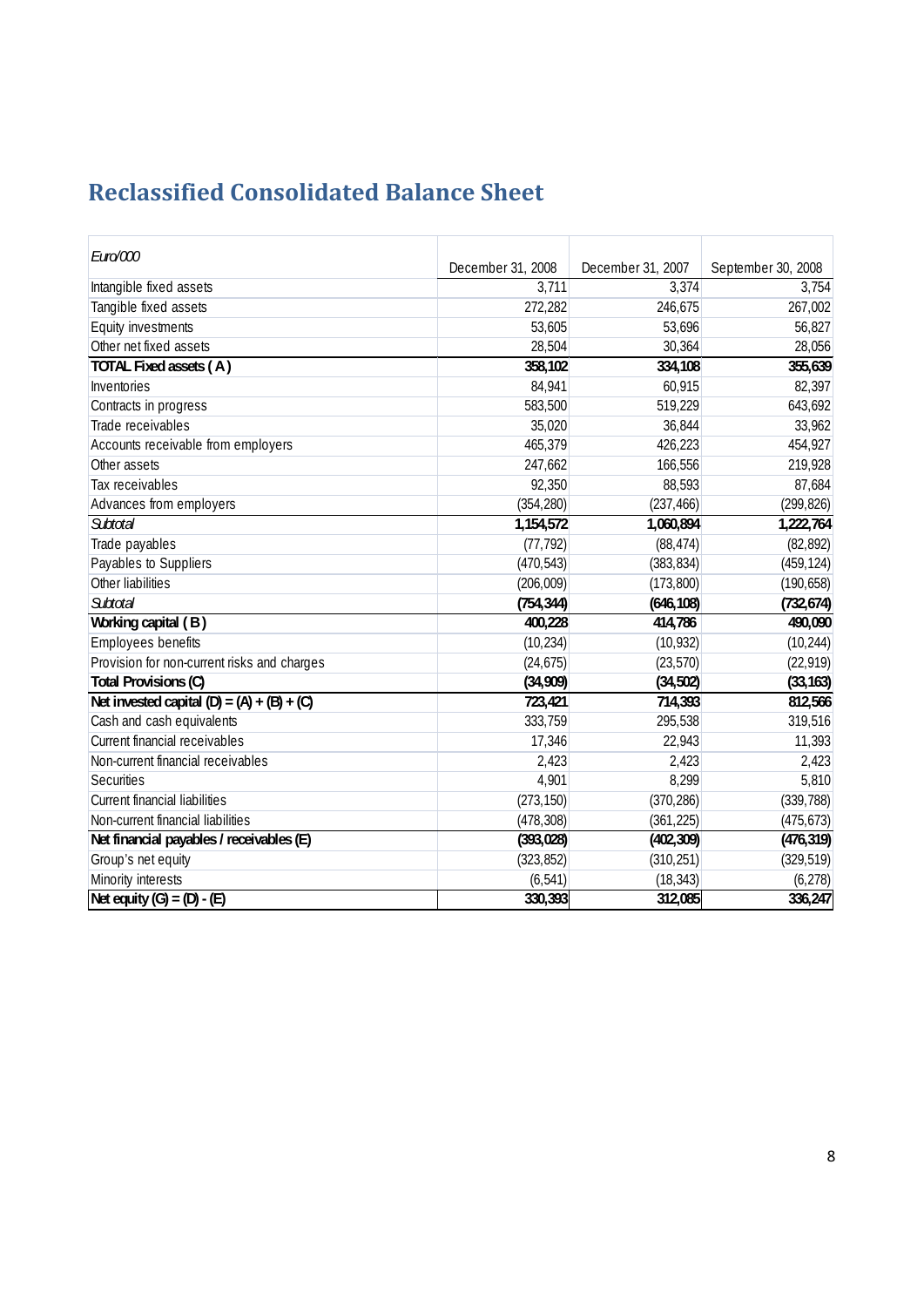# Reclassified Consolidated Balance Sheet

| Euro/000 | December 31, 2008 | December 31, 2007 | September 30, 2008 |
|---|---|---|---|
| Intangible fixed assets | 3,711 | 3,374 | 3,754 |
| Tangible fixed assets | 272,282 | 246,675 | 267,002 |
| Equity investments | 53,605 | 53,696 | 56,827 |
| Other net fixed assets | 28,504 | 30,364 | 28,056 |
| **TOTAL Fixed assets ( A )** | **358,102** | **334,108** | **355,639** |
| Inventories | 84,941 | 60,915 | 82,397 |
| Contracts in progress | 583,500 | 519,229 | 643,692 |
| Trade receivables | 35,020 | 36,844 | 33,962 |
| Accounts receivable from employers | 465,379 | 426,223 | 454,927 |
| Other assets | 247,662 | 166,556 | 219,928 |
| Tax receivables | 92,350 | 88,593 | 87,684 |
| Advances from employers | (354,280) | (237,466) | (299,826) |
| *Subtotal* | **1,154,572** | **1,060,894** | **1,222,764** |
| Trade payables | (77,792) | (88,474) | (82,892) |
| Payables to Suppliers | (470,543) | (383,834) | (459,124) |
| Other liabilities | (206,009) | (173,800) | (190,658) |
| *Subtotal* | **(754,344)** | **(646,108)** | **(732,674)** |
| **Working capital ( B )** | **400,228** | **414,786** | **490,090** |
| Employees benefits | (10,234) | (10,932) | (10,244) |
| Provision for non-current risks and charges | (24,675) | (23,570) | (22,919) |
| **Total Provisions (C)** | **(34,909)** | **(34,502)** | **(33,163)** |
| **Net invested capital (D) = (A) + (B) + (C)** | **723,421** | **714,393** | **812,566** |
| Cash and cash equivalents | 333,759 | 295,538 | 319,516 |
| Current financial receivables | 17,346 | 22,943 | 11,393 |
| Non-current financial receivables | 2,423 | 2,423 | 2,423 |
| Securities | 4,901 | 8,299 | 5,810 |
| Current financial liabilities | (273,150) | (370,286) | (339,788) |
| Non-current financial liabilities | (478,308) | (361,225) | (475,673) |
| **Net financial payables / receivables (E)** | **(393,028)** | **(402,309)** | **(476,319)** |
| Group's net equity | (323,852) | (310,251) | (329,519) |
| Minority interests | (6,541) | (18,343) | (6,278) |
| **Net equity (G) = (D) - (E)** | **330,393** | **312,085** | **336,247** |